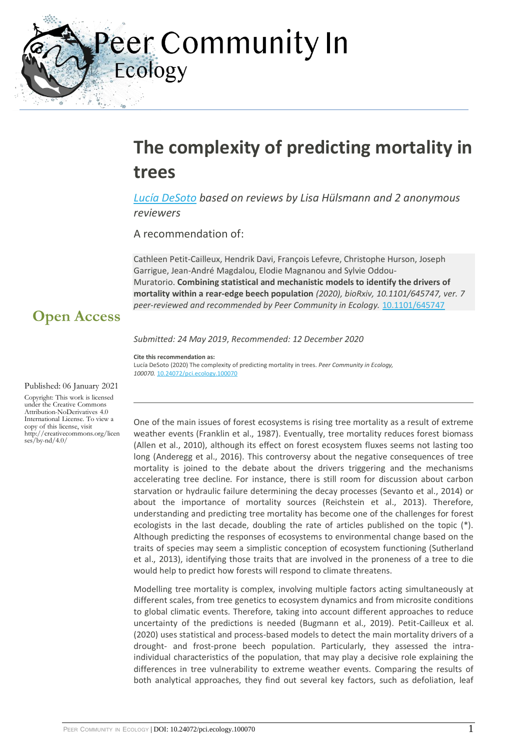Peer Community In Ecology

# The complexity of predicting mortality in trees

*Lucía DeSoto based on reviews by Lisa Hülsmann and 2 anonymous reviewers*

A recommendation of:

Cathleen Petit-Cailleux, Hendrik Davi, François Lefevre, Christophe Hurson, Joseph Garrigue, Jean-André Magdalou, Elodie Magnanou and Sylvie Oddou-Muratorio. **Combining statistical and mechanistic models to identify the drivers of mortality within a rear-edge beech population** *(2020), bioRxiv, 10.1101/645747, ver. 7 peer-reviewed and recommended by Peer Community in Ecology.* 10.1101/645747

**Open Access**

*Submitted: 24 May 2019, Recommended: 12 December 2020*

**Cite this recommendation as:**
Lucía DeSoto (2020) The complexity of predicting mortality in trees. *Peer Community in Ecology, 100070.* 10.24072/pci.ecology.100070

Published: 06 January 2021

Copyright: This work is licensed under the Creative Commons Attribution-NoDerivatives 4.0 International License. To view a copy of this license, visit http://creativecommons.org/licenses/by-nd/4.0/

---

One of the main issues of forest ecosystems is rising tree mortality as a result of extreme weather events (Franklin et al., 1987). Eventually, tree mortality reduces forest biomass (Allen et al., 2010), although its effect on forest ecosystem fluxes seems not lasting too long (Anderegg et al., 2016). This controversy about the negative consequences of tree mortality is joined to the debate about the drivers triggering and the mechanisms accelerating tree decline. For instance, there is still room for discussion about carbon starvation or hydraulic failure determining the decay processes (Sevanto et al., 2014) or about the importance of mortality sources (Reichstein et al., 2013). Therefore, understanding and predicting tree mortality has become one of the challenges for forest ecologists in the last decade, doubling the rate of articles published on the topic (*). Although predicting the responses of ecosystems to environmental change based on the traits of species may seem a simplistic conception of ecosystem functioning (Sutherland et al., 2013), identifying those traits that are involved in the proneness of a tree to die would help to predict how forests will respond to climate threatens.

Modelling tree mortality is complex, involving multiple factors acting simultaneously at different scales, from tree genetics to ecosystem dynamics and from microsite conditions to global climatic events. Therefore, taking into account different approaches to reduce uncertainty of the predictions is needed (Bugmann et al., 2019). Petit-Cailleux et al. (2020) uses statistical and process-based models to detect the main mortality drivers of a drought- and frost-prone beech population. Particularly, they assessed the intra-individual characteristics of the population, that may play a decisive role explaining the differences in tree vulnerability to extreme weather events. Comparing the results of both analytical approaches, they find out several key factors, such as defoliation, leaf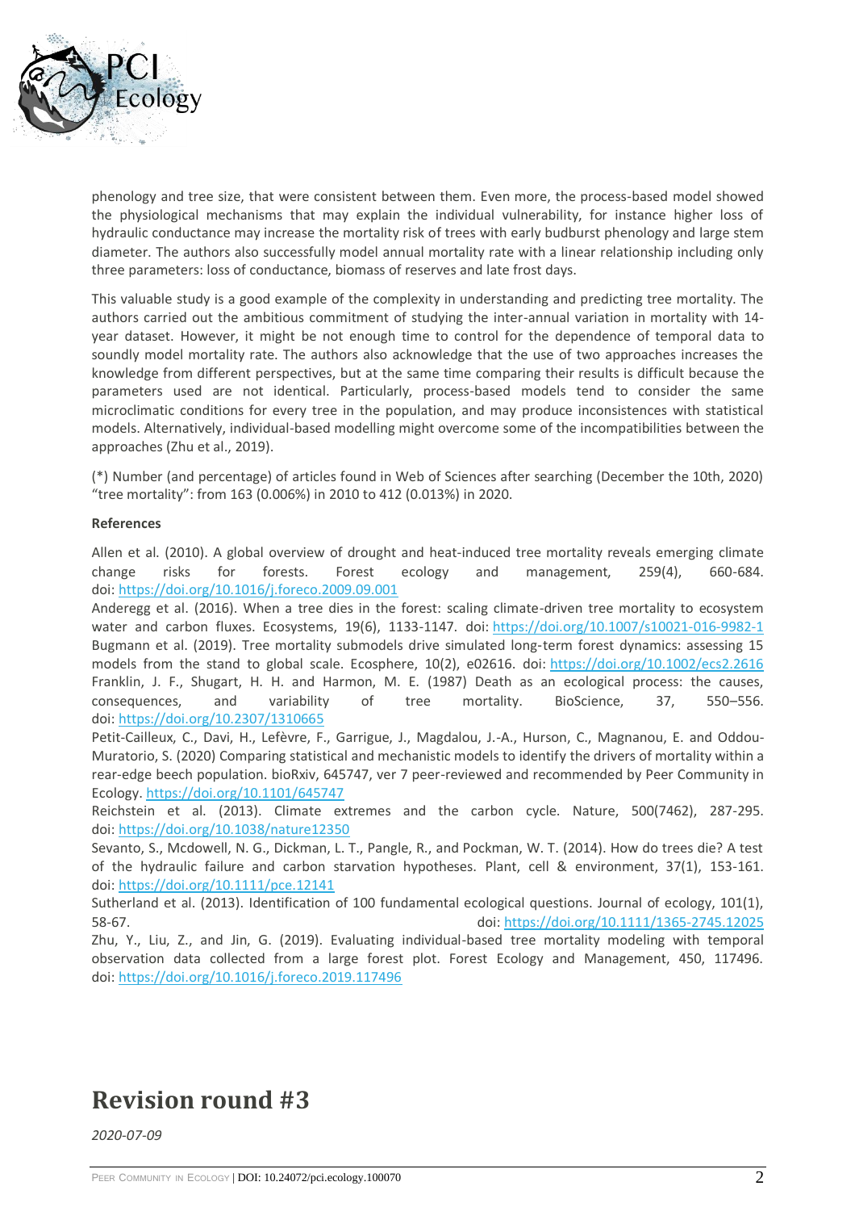phenology and tree size, that were consistent between them. Even more, the process-based model showed the physiological mechanisms that may explain the individual vulnerability, for instance higher loss of hydraulic conductance may increase the mortality risk of trees with early budburst phenology and large stem diameter. The authors also successfully model annual mortality rate with a linear relationship including only three parameters: loss of conductance, biomass of reserves and late frost days.

This valuable study is a good example of the complexity in understanding and predicting tree mortality. The authors carried out the ambitious commitment of studying the inter-annual variation in mortality with 14-year dataset. However, it might be not enough time to control for the dependence of temporal data to soundly model mortality rate. The authors also acknowledge that the use of two approaches increases the knowledge from different perspectives, but at the same time comparing their results is difficult because the parameters used are not identical. Particularly, process-based models tend to consider the same microclimatic conditions for every tree in the population, and may produce inconsistences with statistical models. Alternatively, individual-based modelling might overcome some of the incompatibilities between the approaches (Zhu et al., 2019).

(*) Number (and percentage) of articles found in Web of Sciences after searching (December the 10th, 2020) "tree mortality": from 163 (0.006%) in 2010 to 412 (0.013%) in 2020.

**References**

Allen et al. (2010). A global overview of drought and heat-induced tree mortality reveals emerging climate change risks for forests. Forest ecology and management, 259(4), 660-684. doi: https://doi.org/10.1016/j.foreco.2009.09.001

Anderegg et al. (2016). When a tree dies in the forest: scaling climate-driven tree mortality to ecosystem water and carbon fluxes. Ecosystems, 19(6), 1133-1147. doi: https://doi.org/10.1007/s10021-016-9982-1

Bugmann et al. (2019). Tree mortality submodels drive simulated long-term forest dynamics: assessing 15 models from the stand to global scale. Ecosphere, 10(2), e02616. doi: https://doi.org/10.1002/ecs2.2616

Franklin, J. F., Shugart, H. H. and Harmon, M. E. (1987) Death as an ecological process: the causes, consequences, and variability of tree mortality. BioScience, 37, 550–556. doi: https://doi.org/10.2307/1310665

Petit-Cailleux, C., Davi, H., Lefèvre, F., Garrigue, J., Magdalou, J.-A., Hurson, C., Magnanou, E. and Oddou-Muratorio, S. (2020) Comparing statistical and mechanistic models to identify the drivers of mortality within a rear-edge beech population. bioRxiv, 645747, ver 7 peer-reviewed and recommended by Peer Community in Ecology. https://doi.org/10.1101/645747

Reichstein et al. (2013). Climate extremes and the carbon cycle. Nature, 500(7462), 287-295. doi: https://doi.org/10.1038/nature12350

Sevanto, S., Mcdowell, N. G., Dickman, L. T., Pangle, R., and Pockman, W. T. (2014). How do trees die? A test of the hydraulic failure and carbon starvation hypotheses. Plant, cell & environment, 37(1), 153-161. doi: https://doi.org/10.1111/pce.12141

Sutherland et al. (2013). Identification of 100 fundamental ecological questions. Journal of ecology, 101(1), 58-67. doi: https://doi.org/10.1111/1365-2745.12025

Zhu, Y., Liu, Z., and Jin, G. (2019). Evaluating individual-based tree mortality modeling with temporal observation data collected from a large forest plot. Forest Ecology and Management, 450, 117496. doi: https://doi.org/10.1016/j.foreco.2019.117496

# Revision round #3

*2020-07-09*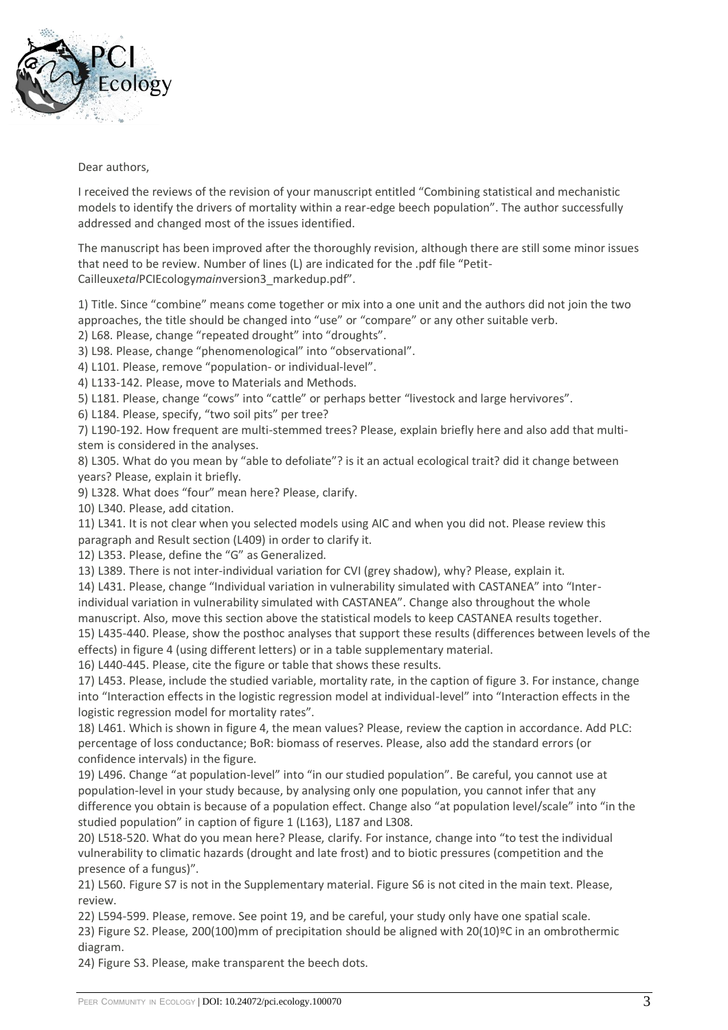Dear authors,

I received the reviews of the revision of your manuscript entitled "Combining statistical and mechanistic models to identify the drivers of mortality within a rear-edge beech population". The author successfully addressed and changed most of the issues identified.

The manuscript has been improved after the thoroughly revision, although there are still some minor issues that need to be review. Number of lines (L) are indicated for the .pdf file "Petit-Cailleux*etal*PCIEcology*main*version3_markedup.pdf".

1) Title. Since "combine" means come together or mix into a one unit and the authors did not join the two approaches, the title should be changed into "use" or "compare" or any other suitable verb.
2) L68. Please, change "repeated drought" into "droughts".
3) L98. Please, change "phenomenological" into "observational".
4) L101. Please, remove "population- or individual-level".
4) L133-142. Please, move to Materials and Methods.
5) L181. Please, change "cows" into "cattle" or perhaps better "livestock and large hervivores".
6) L184. Please, specify, "two soil pits" per tree?
7) L190-192. How frequent are multi-stemmed trees? Please, explain briefly here and also add that multi-stem is considered in the analyses.
8) L305. What do you mean by "able to defoliate"? is it an actual ecological trait? did it change between years? Please, explain it briefly.
9) L328. What does "four" mean here? Please, clarify.
10) L340. Please, add citation.
11) L341. It is not clear when you selected models using AIC and when you did not. Please review this paragraph and Result section (L409) in order to clarify it.
12) L353. Please, define the "G" as Generalized.
13) L389. There is not inter-individual variation for CVI (grey shadow), why? Please, explain it.
14) L431. Please, change "Individual variation in vulnerability simulated with CASTANEA" into "Inter-individual variation in vulnerability simulated with CASTANEA". Change also throughout the whole manuscript. Also, move this section above the statistical models to keep CASTANEA results together.
15) L435-440. Please, show the posthoc analyses that support these results (differences between levels of the effects) in figure 4 (using different letters) or in a table supplementary material.
16) L440-445. Please, cite the figure or table that shows these results.
17) L453. Please, include the studied variable, mortality rate, in the caption of figure 3. For instance, change into "Interaction effects in the logistic regression model at individual-level" into "Interaction effects in the logistic regression model for mortality rates".
18) L461. Which is shown in figure 4, the mean values? Please, review the caption in accordance. Add PLC: percentage of loss conductance; BoR: biomass of reserves. Please, also add the standard errors (or confidence intervals) in the figure.
19) L496. Change "at population-level" into "in our studied population". Be careful, you cannot use at population-level in your study because, by analysing only one population, you cannot infer that any difference you obtain is because of a population effect. Change also "at population level/scale" into "in the studied population" in caption of figure 1 (L163), L187 and L308.
20) L518-520. What do you mean here? Please, clarify. For instance, change into "to test the individual vulnerability to climatic hazards (drought and late frost) and to biotic pressures (competition and the presence of a fungus)".
21) L560. Figure S7 is not in the Supplementary material. Figure S6 is not cited in the main text. Please, review.
22) L594-599. Please, remove. See point 19, and be careful, your study only have one spatial scale.
23) Figure S2. Please, 200(100)mm of precipitation should be aligned with 20(10)ºC in an ombrothermic diagram.
24) Figure S3. Please, make transparent the beech dots.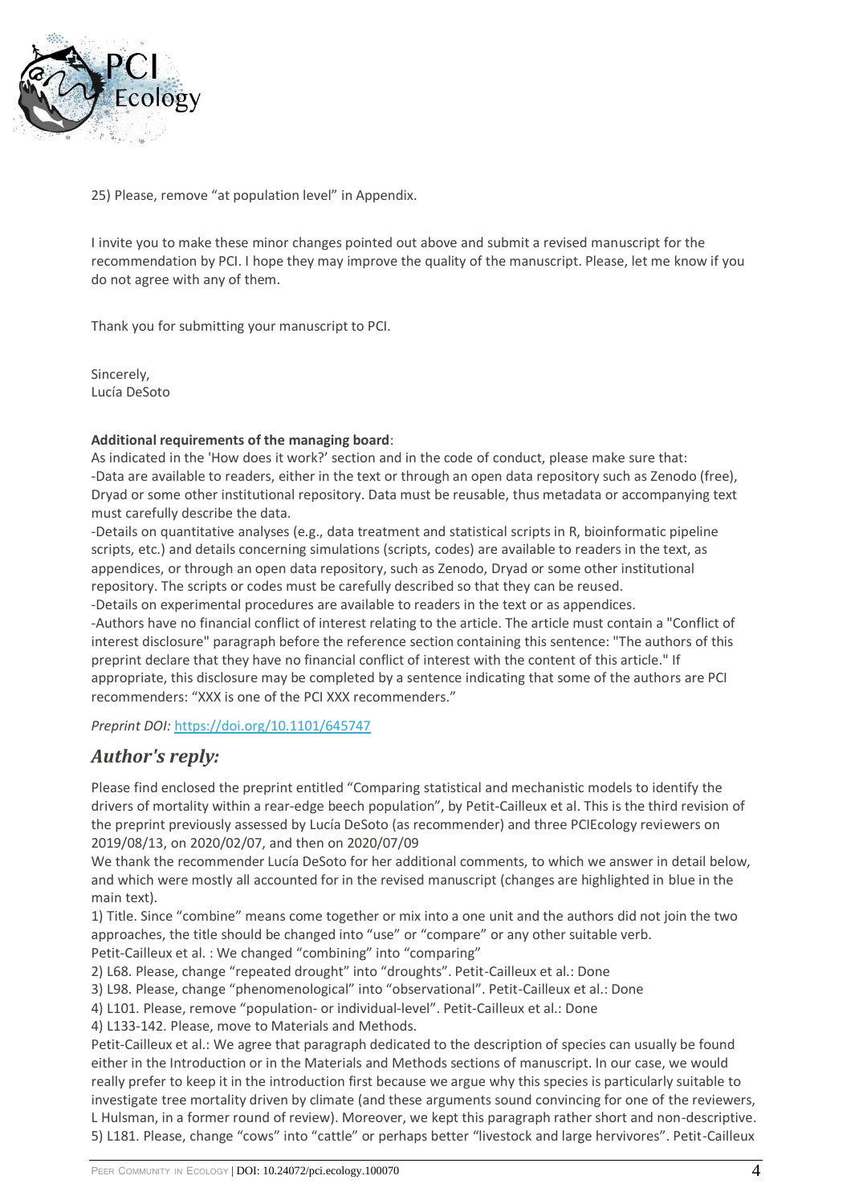25) Please, remove "at population level" in Appendix.

I invite you to make these minor changes pointed out above and submit a revised manuscript for the recommendation by PCI. I hope they may improve the quality of the manuscript. Please, let me know if you do not agree with any of them.

Thank you for submitting your manuscript to PCI.

Sincerely,
Lucía DeSoto

**Additional requirements of the managing board**:
As indicated in the 'How does it work?' section and in the code of conduct, please make sure that:
-Data are available to readers, either in the text or through an open data repository such as Zenodo (free), Dryad or some other institutional repository. Data must be reusable, thus metadata or accompanying text must carefully describe the data.
-Details on quantitative analyses (e.g., data treatment and statistical scripts in R, bioinformatic pipeline scripts, etc.) and details concerning simulations (scripts, codes) are available to readers in the text, as appendices, or through an open data repository, such as Zenodo, Dryad or some other institutional repository. The scripts or codes must be carefully described so that they can be reused.
-Details on experimental procedures are available to readers in the text or as appendices.
-Authors have no financial conflict of interest relating to the article. The article must contain a "Conflict of interest disclosure" paragraph before the reference section containing this sentence: "The authors of this preprint declare that they have no financial conflict of interest with the content of this article." If appropriate, this disclosure may be completed by a sentence indicating that some of the authors are PCI recommenders: "XXX is one of the PCI XXX recommenders."

*Preprint DOI:* https://doi.org/10.1101/645747

## *Author's reply:*

Please find enclosed the preprint entitled "Comparing statistical and mechanistic models to identify the drivers of mortality within a rear-edge beech population", by Petit-Cailleux et al. This is the third revision of the preprint previously assessed by Lucía DeSoto (as recommender) and three PCIEcology reviewers on 2019/08/13, on 2020/02/07, and then on 2020/07/09

We thank the recommender Lucía DeSoto for her additional comments, to which we answer in detail below, and which were mostly all accounted for in the revised manuscript (changes are highlighted in blue in the main text).

1) Title. Since "combine" means come together or mix into a one unit and the authors did not join the two approaches, the title should be changed into "use" or "compare" or any other suitable verb.
Petit-Cailleux et al. : We changed "combining" into "comparing"

2) L68. Please, change "repeated drought" into "droughts". Petit-Cailleux et al.: Done

3) L98. Please, change "phenomenological" into "observational". Petit-Cailleux et al.: Done

4) L101. Please, remove "population- or individual-level". Petit-Cailleux et al.: Done

4) L133-142. Please, move to Materials and Methods.
Petit-Cailleux et al.: We agree that paragraph dedicated to the description of species can usually be found either in the Introduction or in the Materials and Methods sections of manuscript. In our case, we would really prefer to keep it in the introduction first because we argue why this species is particularly suitable to investigate tree mortality driven by climate (and these arguments sound convincing for one of the reviewers, L Hulsman, in a former round of review). Moreover, we kept this paragraph rather short and non-descriptive.

5) L181. Please, change "cows" into "cattle" or perhaps better "livestock and large hervivores". Petit-Cailleux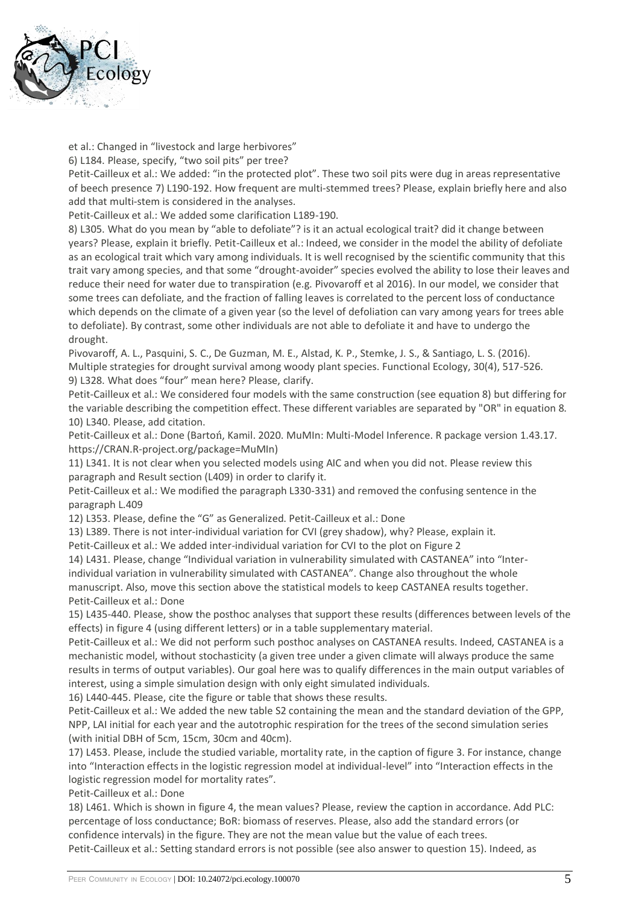et al.: Changed in "livestock and large herbivores"

6) L184. Please, specify, "two soil pits" per tree?

Petit-Cailleux et al.: We added: "in the protected plot". These two soil pits were dug in areas representative of beech presence 7) L190-192. How frequent are multi-stemmed trees? Please, explain briefly here and also add that multi-stem is considered in the analyses.

Petit-Cailleux et al.: We added some clarification L189-190.

8) L305. What do you mean by "able to defoliate"? is it an actual ecological trait? did it change between years? Please, explain it briefly. Petit-Cailleux et al.: Indeed, we consider in the model the ability of defoliate as an ecological trait which vary among individuals. It is well recognised by the scientific community that this trait vary among species, and that some "drought-avoider" species evolved the ability to lose their leaves and reduce their need for water due to transpiration (e.g. Pivovaroff et al 2016). In our model, we consider that some trees can defoliate, and the fraction of falling leaves is correlated to the percent loss of conductance which depends on the climate of a given year (so the level of defoliation can vary among years for trees able to defoliate). By contrast, some other individuals are not able to defoliate it and have to undergo the drought.

Pivovaroff, A. L., Pasquini, S. C., De Guzman, M. E., Alstad, K. P., Stemke, J. S., & Santiago, L. S. (2016). Multiple strategies for drought survival among woody plant species. Functional Ecology, 30(4), 517-526.

9) L328. What does "four" mean here? Please, clarify.

Petit-Cailleux et al.: We considered four models with the same construction (see equation 8) but differing for the variable describing the competition effect. These different variables are separated by "OR" in equation 8.

10) L340. Please, add citation.

Petit-Cailleux et al.: Done (Bartoń, Kamil. 2020. MuMIn: Multi-Model Inference. R package version 1.43.17. https://CRAN.R-project.org/package=MuMIn)

11) L341. It is not clear when you selected models using AIC and when you did not. Please review this paragraph and Result section (L409) in order to clarify it.

Petit-Cailleux et al.: We modified the paragraph L330-331) and removed the confusing sentence in the paragraph L.409

12) L353. Please, define the "G" as Generalized. Petit-Cailleux et al.: Done

13) L389. There is not inter-individual variation for CVI (grey shadow), why? Please, explain it.

Petit-Cailleux et al.: We added inter-individual variation for CVI to the plot on Figure 2

14) L431. Please, change "Individual variation in vulnerability simulated with CASTANEA" into "Inter-individual variation in vulnerability simulated with CASTANEA". Change also throughout the whole manuscript. Also, move this section above the statistical models to keep CASTANEA results together.

Petit-Cailleux et al.: Done

15) L435-440. Please, show the posthoc analyses that support these results (differences between levels of the effects) in figure 4 (using different letters) or in a table supplementary material.

Petit-Cailleux et al.: We did not perform such posthoc analyses on CASTANEA results. Indeed, CASTANEA is a mechanistic model, without stochasticity (a given tree under a given climate will always produce the same results in terms of output variables). Our goal here was to qualify differences in the main output variables of interest, using a simple simulation design with only eight simulated individuals.

16) L440-445. Please, cite the figure or table that shows these results.

Petit-Cailleux et al.: We added the new table S2 containing the mean and the standard deviation of the GPP, NPP, LAI initial for each year and the autotrophic respiration for the trees of the second simulation series (with initial DBH of 5cm, 15cm, 30cm and 40cm).

17) L453. Please, include the studied variable, mortality rate, in the caption of figure 3. For instance, change into "Interaction effects in the logistic regression model at individual-level" into "Interaction effects in the logistic regression model for mortality rates".

Petit-Cailleux et al.: Done

18) L461. Which is shown in figure 4, the mean values? Please, review the caption in accordance. Add PLC: percentage of loss conductance; BoR: biomass of reserves. Please, also add the standard errors (or confidence intervals) in the figure. They are not the mean value but the value of each trees.

Petit-Cailleux et al.: Setting standard errors is not possible (see also answer to question 15). Indeed, as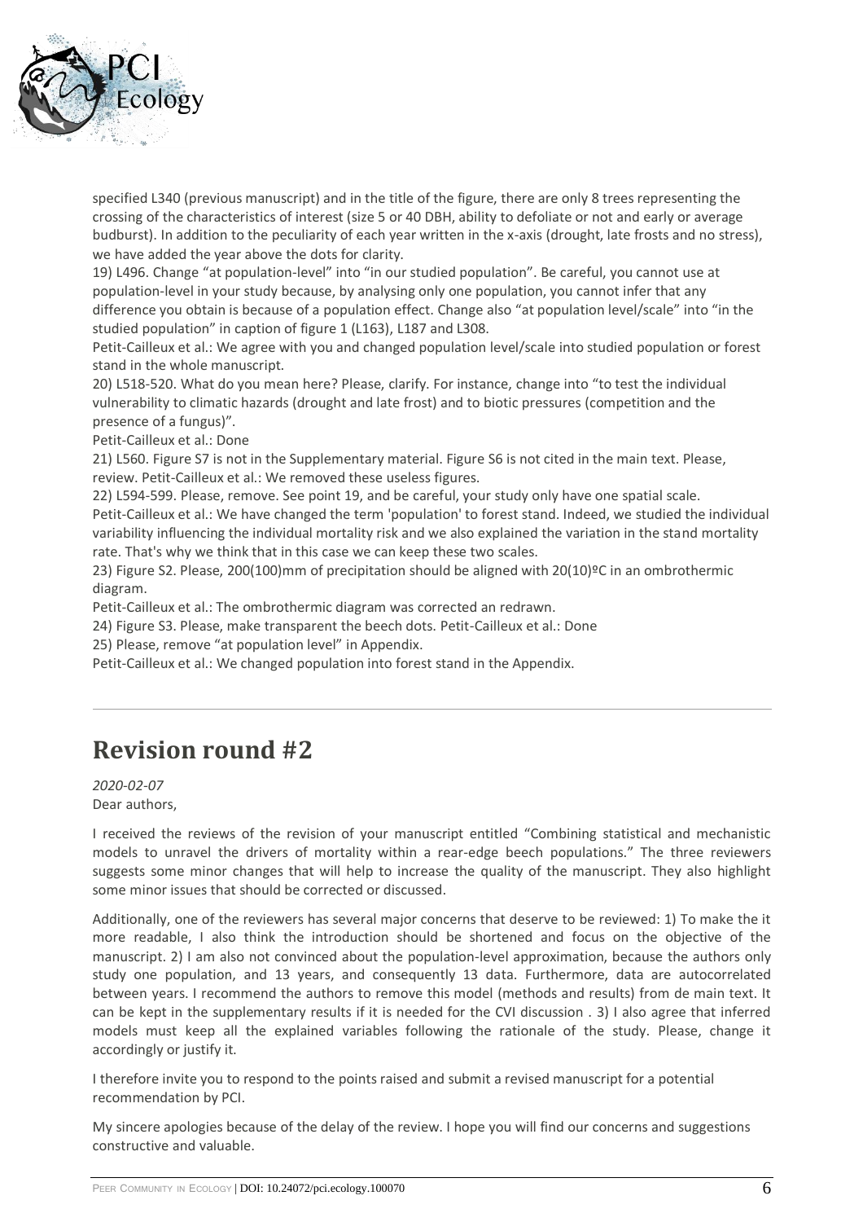specified L340 (previous manuscript) and in the title of the figure, there are only 8 trees representing the crossing of the characteristics of interest (size 5 or 40 DBH, ability to defoliate or not and early or average budburst). In addition to the peculiarity of each year written in the x-axis (drought, late frosts and no stress), we have added the year above the dots for clarity.

19) L496. Change "at population-level" into "in our studied population". Be careful, you cannot use at population-level in your study because, by analysing only one population, you cannot infer that any difference you obtain is because of a population effect. Change also "at population level/scale" into "in the studied population" in caption of figure 1 (L163), L187 and L308.

Petit-Cailleux et al.: We agree with you and changed population level/scale into studied population or forest stand in the whole manuscript.

20) L518-520. What do you mean here? Please, clarify. For instance, change into "to test the individual vulnerability to climatic hazards (drought and late frost) and to biotic pressures (competition and the presence of a fungus)".

Petit-Cailleux et al.: Done

21) L560. Figure S7 is not in the Supplementary material. Figure S6 is not cited in the main text. Please, review. Petit-Cailleux et al.: We removed these useless figures.

22) L594-599. Please, remove. See point 19, and be careful, your study only have one spatial scale.

Petit-Cailleux et al.: We have changed the term 'population' to forest stand. Indeed, we studied the individual variability influencing the individual mortality risk and we also explained the variation in the stand mortality rate. That's why we think that in this case we can keep these two scales.

23) Figure S2. Please, 200(100)mm of precipitation should be aligned with 20(10)ºC in an ombrothermic diagram.

Petit-Cailleux et al.: The ombrothermic diagram was corrected an redrawn.

24) Figure S3. Please, make transparent the beech dots. Petit-Cailleux et al.: Done

25) Please, remove "at population level" in Appendix.

Petit-Cailleux et al.: We changed population into forest stand in the Appendix.

---

## Revision round #2

*2020-02-07*

Dear authors,

I received the reviews of the revision of your manuscript entitled "Combining statistical and mechanistic models to unravel the drivers of mortality within a rear-edge beech populations." The three reviewers suggests some minor changes that will help to increase the quality of the manuscript. They also highlight some minor issues that should be corrected or discussed.

Additionally, one of the reviewers has several major concerns that deserve to be reviewed: 1) To make the it more readable, I also think the introduction should be shortened and focus on the objective of the manuscript. 2) I am also not convinced about the population-level approximation, because the authors only study one population, and 13 years, and consequently 13 data. Furthermore, data are autocorrelated between years. I recommend the authors to remove this model (methods and results) from de main text. It can be kept in the supplementary results if it is needed for the CVI discussion . 3) I also agree that inferred models must keep all the explained variables following the rationale of the study. Please, change it accordingly or justify it.

I therefore invite you to respond to the points raised and submit a revised manuscript for a potential recommendation by PCI.

My sincere apologies because of the delay of the review. I hope you will find our concerns and suggestions constructive and valuable.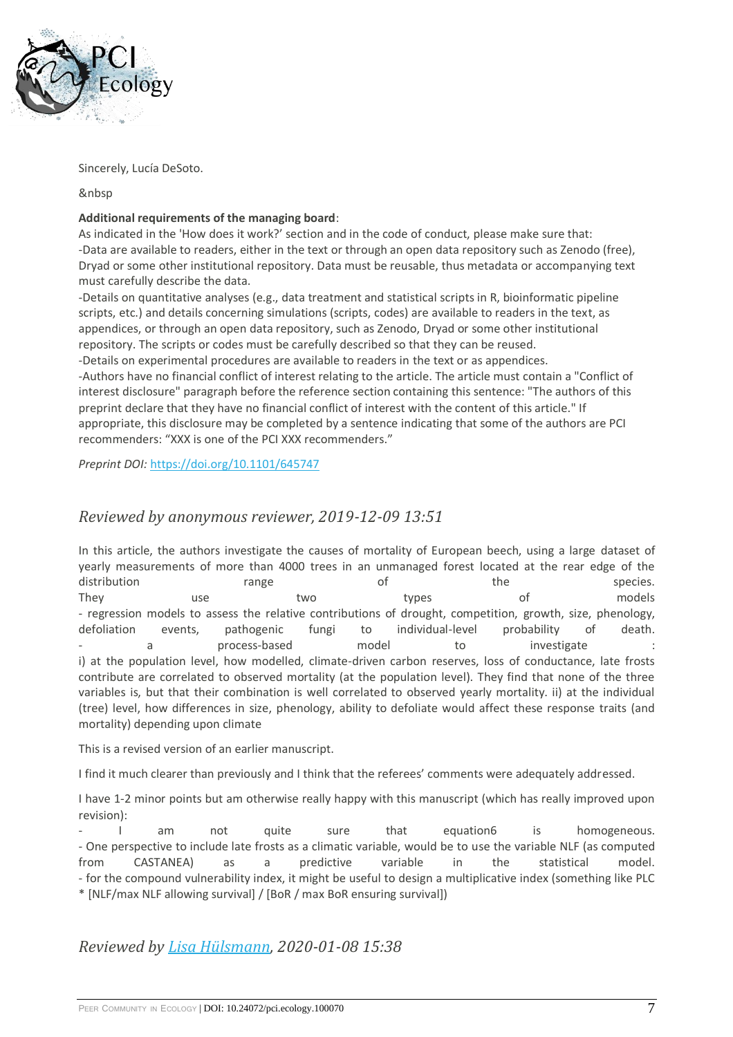Sincerely, Lucía DeSoto.

&nbsp

**Additional requirements of the managing board**:
As indicated in the 'How does it work?' section and in the code of conduct, please make sure that:
-Data are available to readers, either in the text or through an open data repository such as Zenodo (free), Dryad or some other institutional repository. Data must be reusable, thus metadata or accompanying text must carefully describe the data.
-Details on quantitative analyses (e.g., data treatment and statistical scripts in R, bioinformatic pipeline scripts, etc.) and details concerning simulations (scripts, codes) are available to readers in the text, as appendices, or through an open data repository, such as Zenodo, Dryad or some other institutional repository. The scripts or codes must be carefully described so that they can be reused.
-Details on experimental procedures are available to readers in the text or as appendices.
-Authors have no financial conflict of interest relating to the article. The article must contain a "Conflict of interest disclosure" paragraph before the reference section containing this sentence: "The authors of this preprint declare that they have no financial conflict of interest with the content of this article." If appropriate, this disclosure may be completed by a sentence indicating that some of the authors are PCI recommenders: "XXX is one of the PCI XXX recommenders."

*Preprint DOI:* https://doi.org/10.1101/645747

## *Reviewed by anonymous reviewer, 2019-12-09 13:51*

In this article, the authors investigate the causes of mortality of European beech, using a large dataset of yearly measurements of more than 4000 trees in an unmanaged forest located at the rear edge of the distribution range of the species.
They use two types of models
- regression models to assess the relative contributions of drought, competition, growth, size, phenology, defoliation events, pathogenic fungi to individual-level probability of death.
- a process-based model to investigate :
i) at the population level, how modelled, climate-driven carbon reserves, loss of conductance, late frosts contribute are correlated to observed mortality (at the population level). They find that none of the three variables is, but that their combination is well correlated to observed yearly mortality. ii) at the individual (tree) level, how differences in size, phenology, ability to defoliate would affect these response traits (and mortality) depending upon climate

This is a revised version of an earlier manuscript.

I find it much clearer than previously and I think that the referees' comments were adequately addressed.

I have 1-2 minor points but am otherwise really happy with this manuscript (which has really improved upon revision):
- I am not quite sure that equation6 is homogeneous.
- One perspective to include late frosts as a climatic variable, would be to use the variable NLF (as computed from CASTANEA) as a predictive variable in the statistical model.
- for the compound vulnerability index, it might be useful to design a multiplicative index (something like PLC * [NLF/max NLF allowing survival] / [BoR / max BoR ensuring survival])

## *Reviewed by Lisa Hülsmann, 2020-01-08 15:38*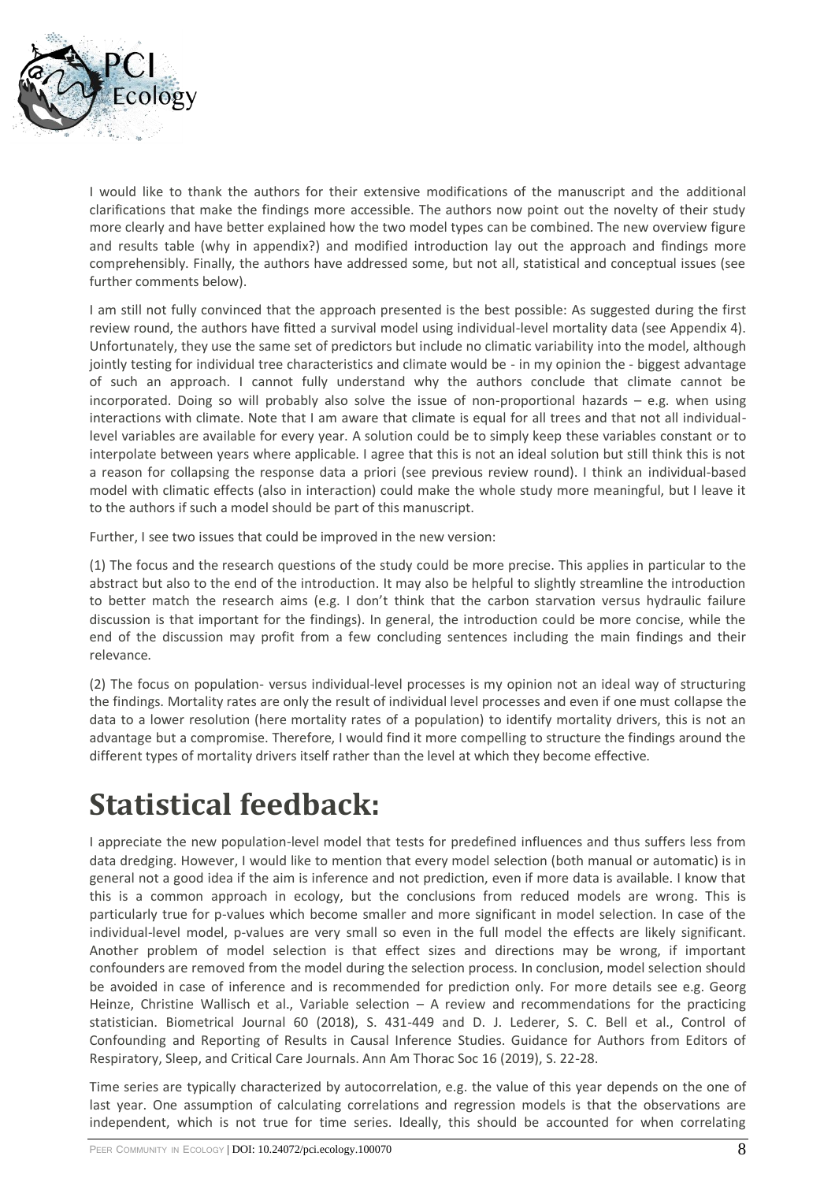I would like to thank the authors for their extensive modifications of the manuscript and the additional clarifications that make the findings more accessible. The authors now point out the novelty of their study more clearly and have better explained how the two model types can be combined. The new overview figure and results table (why in appendix?) and modified introduction lay out the approach and findings more comprehensibly. Finally, the authors have addressed some, but not all, statistical and conceptual issues (see further comments below).

I am still not fully convinced that the approach presented is the best possible: As suggested during the first review round, the authors have fitted a survival model using individual-level mortality data (see Appendix 4). Unfortunately, they use the same set of predictors but include no climatic variability into the model, although jointly testing for individual tree characteristics and climate would be - in my opinion the - biggest advantage of such an approach. I cannot fully understand why the authors conclude that climate cannot be incorporated. Doing so will probably also solve the issue of non-proportional hazards – e.g. when using interactions with climate. Note that I am aware that climate is equal for all trees and that not all individual-level variables are available for every year. A solution could be to simply keep these variables constant or to interpolate between years where applicable. I agree that this is not an ideal solution but still think this is not a reason for collapsing the response data a priori (see previous review round). I think an individual-based model with climatic effects (also in interaction) could make the whole study more meaningful, but I leave it to the authors if such a model should be part of this manuscript.

Further, I see two issues that could be improved in the new version:

(1) The focus and the research questions of the study could be more precise. This applies in particular to the abstract but also to the end of the introduction. It may also be helpful to slightly streamline the introduction to better match the research aims (e.g. I don't think that the carbon starvation versus hydraulic failure discussion is that important for the findings). In general, the introduction could be more concise, while the end of the discussion may profit from a few concluding sentences including the main findings and their relevance.

(2) The focus on population- versus individual-level processes is my opinion not an ideal way of structuring the findings. Mortality rates are only the result of individual level processes and even if one must collapse the data to a lower resolution (here mortality rates of a population) to identify mortality drivers, this is not an advantage but a compromise. Therefore, I would find it more compelling to structure the findings around the different types of mortality drivers itself rather than the level at which they become effective.

# Statistical feedback:

I appreciate the new population-level model that tests for predefined influences and thus suffers less from data dredging. However, I would like to mention that every model selection (both manual or automatic) is in general not a good idea if the aim is inference and not prediction, even if more data is available. I know that this is a common approach in ecology, but the conclusions from reduced models are wrong. This is particularly true for p-values which become smaller and more significant in model selection. In case of the individual-level model, p-values are very small so even in the full model the effects are likely significant. Another problem of model selection is that effect sizes and directions may be wrong, if important confounders are removed from the model during the selection process. In conclusion, model selection should be avoided in case of inference and is recommended for prediction only. For more details see e.g. Georg Heinze, Christine Wallisch et al., Variable selection – A review and recommendations for the practicing statistician. Biometrical Journal 60 (2018), S. 431-449 and D. J. Lederer, S. C. Bell et al., Control of Confounding and Reporting of Results in Causal Inference Studies. Guidance for Authors from Editors of Respiratory, Sleep, and Critical Care Journals. Ann Am Thorac Soc 16 (2019), S. 22-28.

Time series are typically characterized by autocorrelation, e.g. the value of this year depends on the one of last year. One assumption of calculating correlations and regression models is that the observations are independent, which is not true for time series. Ideally, this should be accounted for when correlating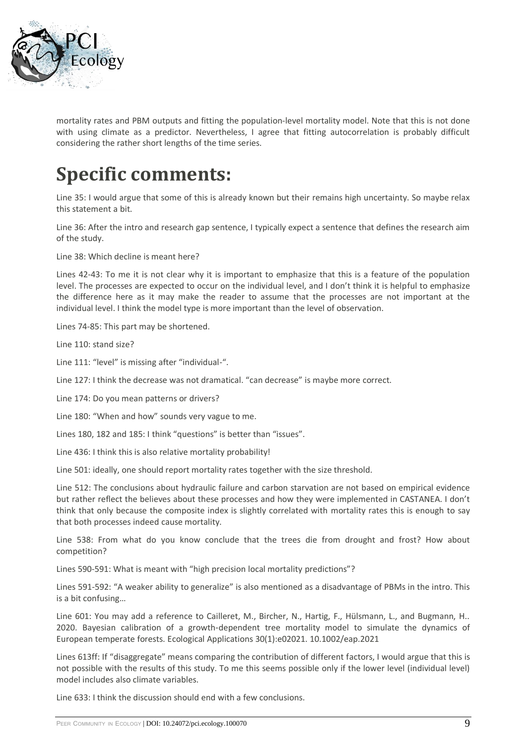mortality rates and PBM outputs and fitting the population-level mortality model. Note that this is not done with using climate as a predictor. Nevertheless, I agree that fitting autocorrelation is probably difficult considering the rather short lengths of the time series.

# Specific comments:

Line 35: I would argue that some of this is already known but their remains high uncertainty. So maybe relax this statement a bit.

Line 36: After the intro and research gap sentence, I typically expect a sentence that defines the research aim of the study.

Line 38: Which decline is meant here?

Lines 42-43: To me it is not clear why it is important to emphasize that this is a feature of the population level. The processes are expected to occur on the individual level, and I don't think it is helpful to emphasize the difference here as it may make the reader to assume that the processes are not important at the individual level. I think the model type is more important than the level of observation.

Lines 74-85: This part may be shortened.

Line 110: stand size?

Line 111: "level" is missing after "individual-".

Line 127: I think the decrease was not dramatical. "can decrease" is maybe more correct.

Line 174: Do you mean patterns or drivers?

Line 180: "When and how" sounds very vague to me.

Lines 180, 182 and 185: I think "questions" is better than "issues".

Line 436: I think this is also relative mortality probability!

Line 501: ideally, one should report mortality rates together with the size threshold.

Line 512: The conclusions about hydraulic failure and carbon starvation are not based on empirical evidence but rather reflect the believes about these processes and how they were implemented in CASTANEA. I don't think that only because the composite index is slightly correlated with mortality rates this is enough to say that both processes indeed cause mortality.

Line 538: From what do you know conclude that the trees die from drought and frost? How about competition?

Lines 590-591: What is meant with "high precision local mortality predictions"?

Lines 591-592: "A weaker ability to generalize" is also mentioned as a disadvantage of PBMs in the intro. This is a bit confusing…

Line 601: You may add a reference to Cailleret, M., Bircher, N., Hartig, F., Hülsmann, L., and Bugmann, H.. 2020. Bayesian calibration of a growth-dependent tree mortality model to simulate the dynamics of European temperate forests. Ecological Applications 30(1):e02021. 10.1002/eap.2021

Lines 613ff: If "disaggregate" means comparing the contribution of different factors, I would argue that this is not possible with the results of this study. To me this seems possible only if the lower level (individual level) model includes also climate variables.

Line 633: I think the discussion should end with a few conclusions.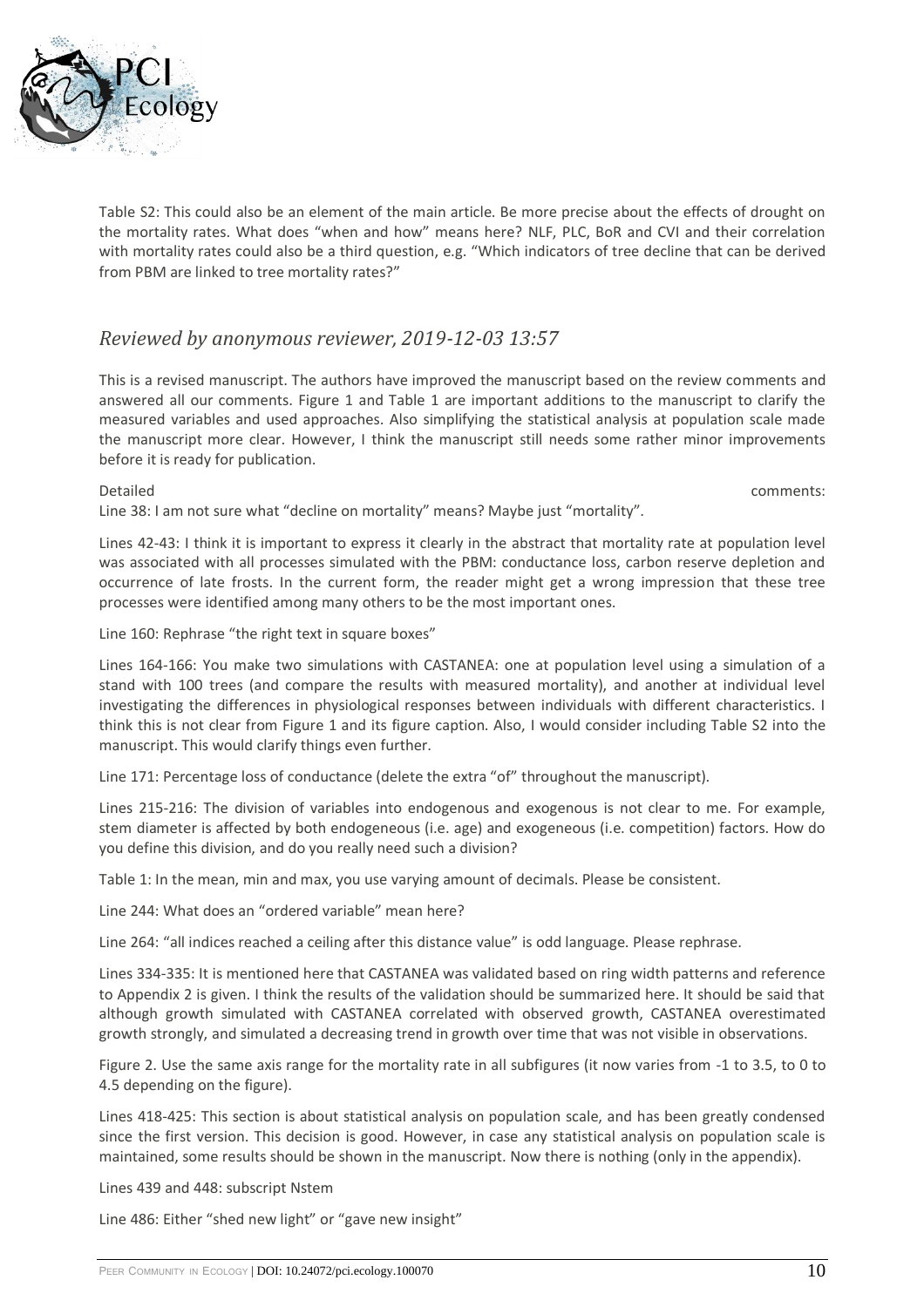Table S2: This could also be an element of the main article. Be more precise about the effects of drought on the mortality rates. What does "when and how" means here? NLF, PLC, BoR and CVI and their correlation with mortality rates could also be a third question, e.g. "Which indicators of tree decline that can be derived from PBM are linked to tree mortality rates?"

## *Reviewed by anonymous reviewer, 2019-12-03 13:57*

This is a revised manuscript. The authors have improved the manuscript based on the review comments and answered all our comments. Figure 1 and Table 1 are important additions to the manuscript to clarify the measured variables and used approaches. Also simplifying the statistical analysis at population scale made the manuscript more clear. However, I think the manuscript still needs some rather minor improvements before it is ready for publication.

Detailed comments:

Line 38: I am not sure what "decline on mortality" means? Maybe just "mortality".

Lines 42-43: I think it is important to express it clearly in the abstract that mortality rate at population level was associated with all processes simulated with the PBM: conductance loss, carbon reserve depletion and occurrence of late frosts. In the current form, the reader might get a wrong impression that these tree processes were identified among many others to be the most important ones.

Line 160: Rephrase "the right text in square boxes"

Lines 164-166: You make two simulations with CASTANEA: one at population level using a simulation of a stand with 100 trees (and compare the results with measured mortality), and another at individual level investigating the differences in physiological responses between individuals with different characteristics. I think this is not clear from Figure 1 and its figure caption. Also, I would consider including Table S2 into the manuscript. This would clarify things even further.

Line 171: Percentage loss of conductance (delete the extra "of" throughout the manuscript).

Lines 215-216: The division of variables into endogenous and exogenous is not clear to me. For example, stem diameter is affected by both endogeneous (i.e. age) and exogeneous (i.e. competition) factors. How do you define this division, and do you really need such a division?

Table 1: In the mean, min and max, you use varying amount of decimals. Please be consistent.

Line 244: What does an "ordered variable" mean here?

Line 264: "all indices reached a ceiling after this distance value" is odd language. Please rephrase.

Lines 334-335: It is mentioned here that CASTANEA was validated based on ring width patterns and reference to Appendix 2 is given. I think the results of the validation should be summarized here. It should be said that although growth simulated with CASTANEA correlated with observed growth, CASTANEA overestimated growth strongly, and simulated a decreasing trend in growth over time that was not visible in observations.

Figure 2. Use the same axis range for the mortality rate in all subfigures (it now varies from -1 to 3.5, to 0 to 4.5 depending on the figure).

Lines 418-425: This section is about statistical analysis on population scale, and has been greatly condensed since the first version. This decision is good. However, in case any statistical analysis on population scale is maintained, some results should be shown in the manuscript. Now there is nothing (only in the appendix).

Lines 439 and 448: subscript Nstem

Line 486: Either "shed new light" or "gave new insight"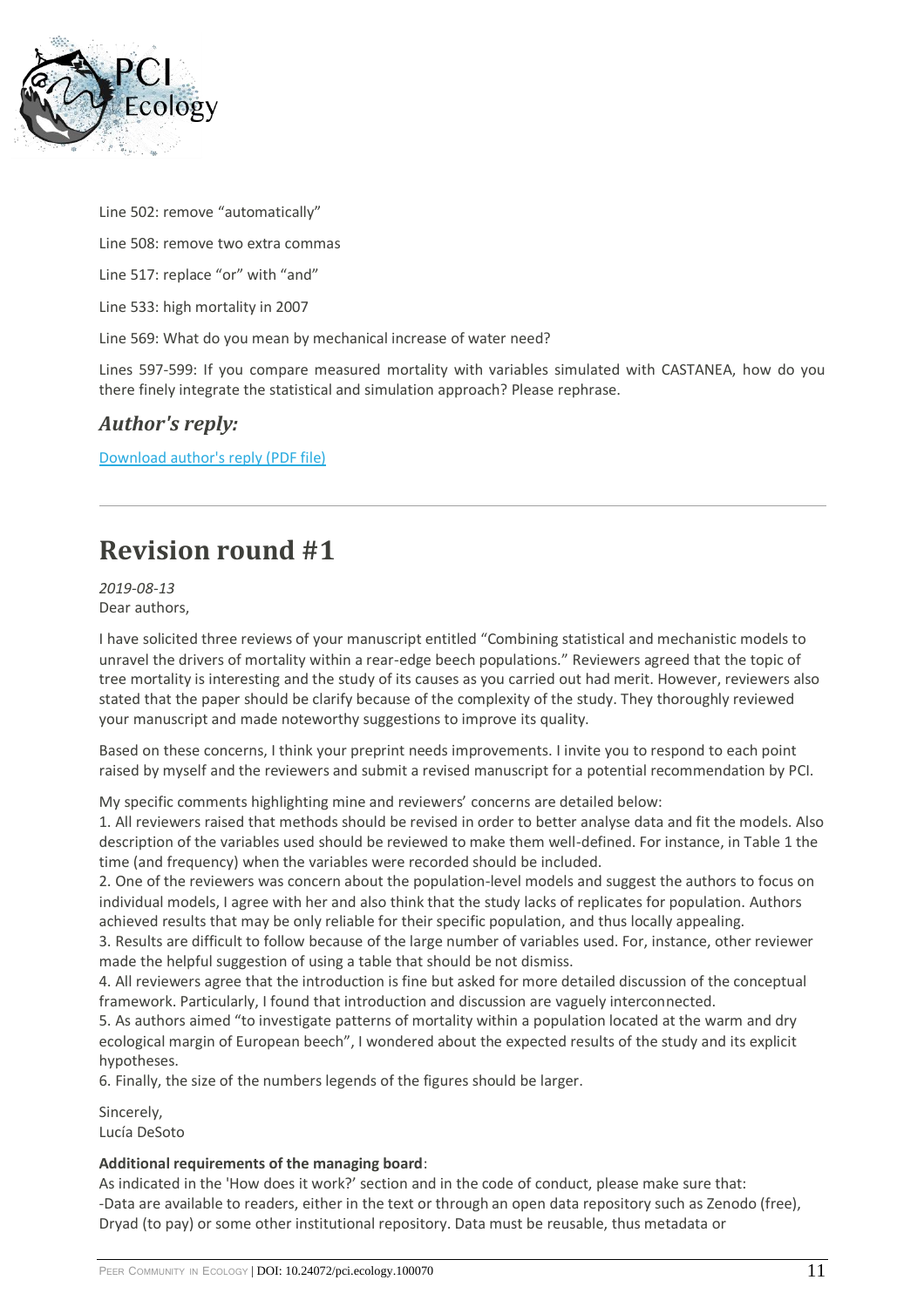Line 502: remove “automatically”

Line 508: remove two extra commas

Line 517: replace “or” with “and”

Line 533: high mortality in 2007

Line 569: What do you mean by mechanical increase of water need?

Lines 597-599: If you compare measured mortality with variables simulated with CASTANEA, how do you there finely integrate the statistical and simulation approach? Please rephrase.

### *Author's reply:*

Download author's reply (PDF file)

---

## Revision round #1

*2019-08-13*
Dear authors,

I have solicited three reviews of your manuscript entitled “Combining statistical and mechanistic models to unravel the drivers of mortality within a rear-edge beech populations.” Reviewers agreed that the topic of tree mortality is interesting and the study of its causes as you carried out had merit. However, reviewers also stated that the paper should be clarify because of the complexity of the study. They thoroughly reviewed your manuscript and made noteworthy suggestions to improve its quality.

Based on these concerns, I think your preprint needs improvements. I invite you to respond to each point raised by myself and the reviewers and submit a revised manuscript for a potential recommendation by PCI.

My specific comments highlighting mine and reviewers’ concerns are detailed below:
1. All reviewers raised that methods should be revised in order to better analyse data and fit the models. Also description of the variables used should be reviewed to make them well-defined. For instance, in Table 1 the time (and frequency) when the variables were recorded should be included.
2. One of the reviewers was concern about the population-level models and suggest the authors to focus on individual models, I agree with her and also think that the study lacks of replicates for population. Authors achieved results that may be only reliable for their specific population, and thus locally appealing.
3. Results are difficult to follow because of the large number of variables used. For, instance, other reviewer made the helpful suggestion of using a table that should be not dismiss.
4. All reviewers agree that the introduction is fine but asked for more detailed discussion of the conceptual framework. Particularly, I found that introduction and discussion are vaguely interconnected.
5. As authors aimed “to investigate patterns of mortality within a population located at the warm and dry ecological margin of European beech”, I wondered about the expected results of the study and its explicit hypotheses.
6. Finally, the size of the numbers legends of the figures should be larger.

Sincerely,
Lucía DeSoto

**Additional requirements of the managing board**:
As indicated in the 'How does it work?' section and in the code of conduct, please make sure that:
-Data are available to readers, either in the text or through an open data repository such as Zenodo (free), Dryad (to pay) or some other institutional repository. Data must be reusable, thus metadata or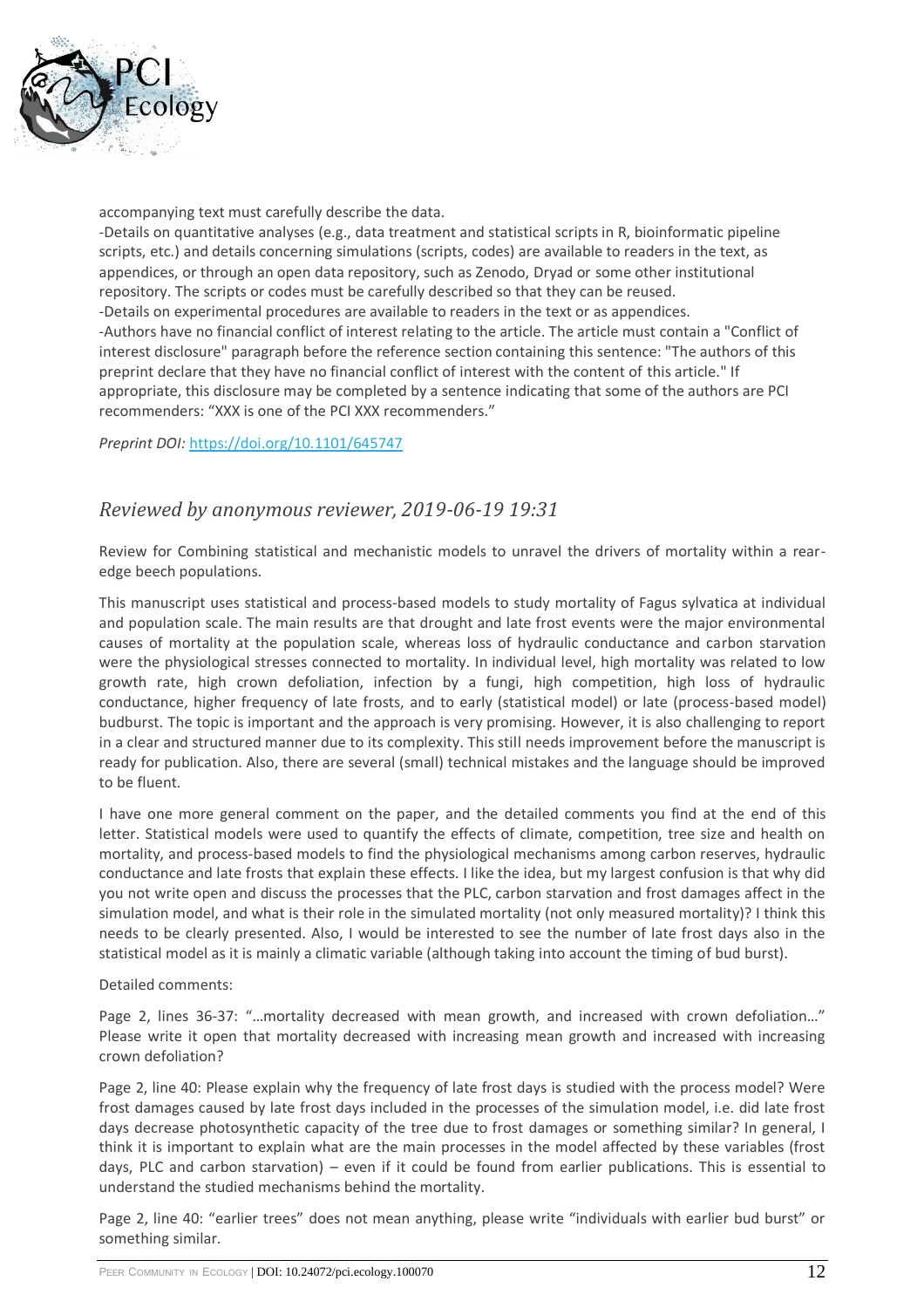accompanying text must carefully describe the data.

-Details on quantitative analyses (e.g., data treatment and statistical scripts in R, bioinformatic pipeline scripts, etc.) and details concerning simulations (scripts, codes) are available to readers in the text, as appendices, or through an open data repository, such as Zenodo, Dryad or some other institutional repository. The scripts or codes must be carefully described so that they can be reused.

-Details on experimental procedures are available to readers in the text or as appendices.

-Authors have no financial conflict of interest relating to the article. The article must contain a "Conflict of interest disclosure" paragraph before the reference section containing this sentence: "The authors of this preprint declare that they have no financial conflict of interest with the content of this article." If appropriate, this disclosure may be completed by a sentence indicating that some of the authors are PCI recommenders: "XXX is one of the PCI XXX recommenders."

*Preprint DOI:* https://doi.org/10.1101/645747

## *Reviewed by anonymous reviewer, 2019-06-19 19:31*

Review for Combining statistical and mechanistic models to unravel the drivers of mortality within a rear-edge beech populations.

This manuscript uses statistical and process-based models to study mortality of Fagus sylvatica at individual and population scale. The main results are that drought and late frost events were the major environmental causes of mortality at the population scale, whereas loss of hydraulic conductance and carbon starvation were the physiological stresses connected to mortality. In individual level, high mortality was related to low growth rate, high crown defoliation, infection by a fungi, high competition, high loss of hydraulic conductance, higher frequency of late frosts, and to early (statistical model) or late (process-based model) budburst. The topic is important and the approach is very promising. However, it is also challenging to report in a clear and structured manner due to its complexity. This still needs improvement before the manuscript is ready for publication. Also, there are several (small) technical mistakes and the language should be improved to be fluent.

I have one more general comment on the paper, and the detailed comments you find at the end of this letter. Statistical models were used to quantify the effects of climate, competition, tree size and health on mortality, and process-based models to find the physiological mechanisms among carbon reserves, hydraulic conductance and late frosts that explain these effects. I like the idea, but my largest confusion is that why did you not write open and discuss the processes that the PLC, carbon starvation and frost damages affect in the simulation model, and what is their role in the simulated mortality (not only measured mortality)? I think this needs to be clearly presented. Also, I would be interested to see the number of late frost days also in the statistical model as it is mainly a climatic variable (although taking into account the timing of bud burst).

Detailed comments:

Page 2, lines 36-37: "…mortality decreased with mean growth, and increased with crown defoliation…" Please write it open that mortality decreased with increasing mean growth and increased with increasing crown defoliation?

Page 2, line 40: Please explain why the frequency of late frost days is studied with the process model? Were frost damages caused by late frost days included in the processes of the simulation model, i.e. did late frost days decrease photosynthetic capacity of the tree due to frost damages or something similar? In general, I think it is important to explain what are the main processes in the model affected by these variables (frost days, PLC and carbon starvation) – even if it could be found from earlier publications. This is essential to understand the studied mechanisms behind the mortality.

Page 2, line 40: "earlier trees" does not mean anything, please write "individuals with earlier bud burst" or something similar.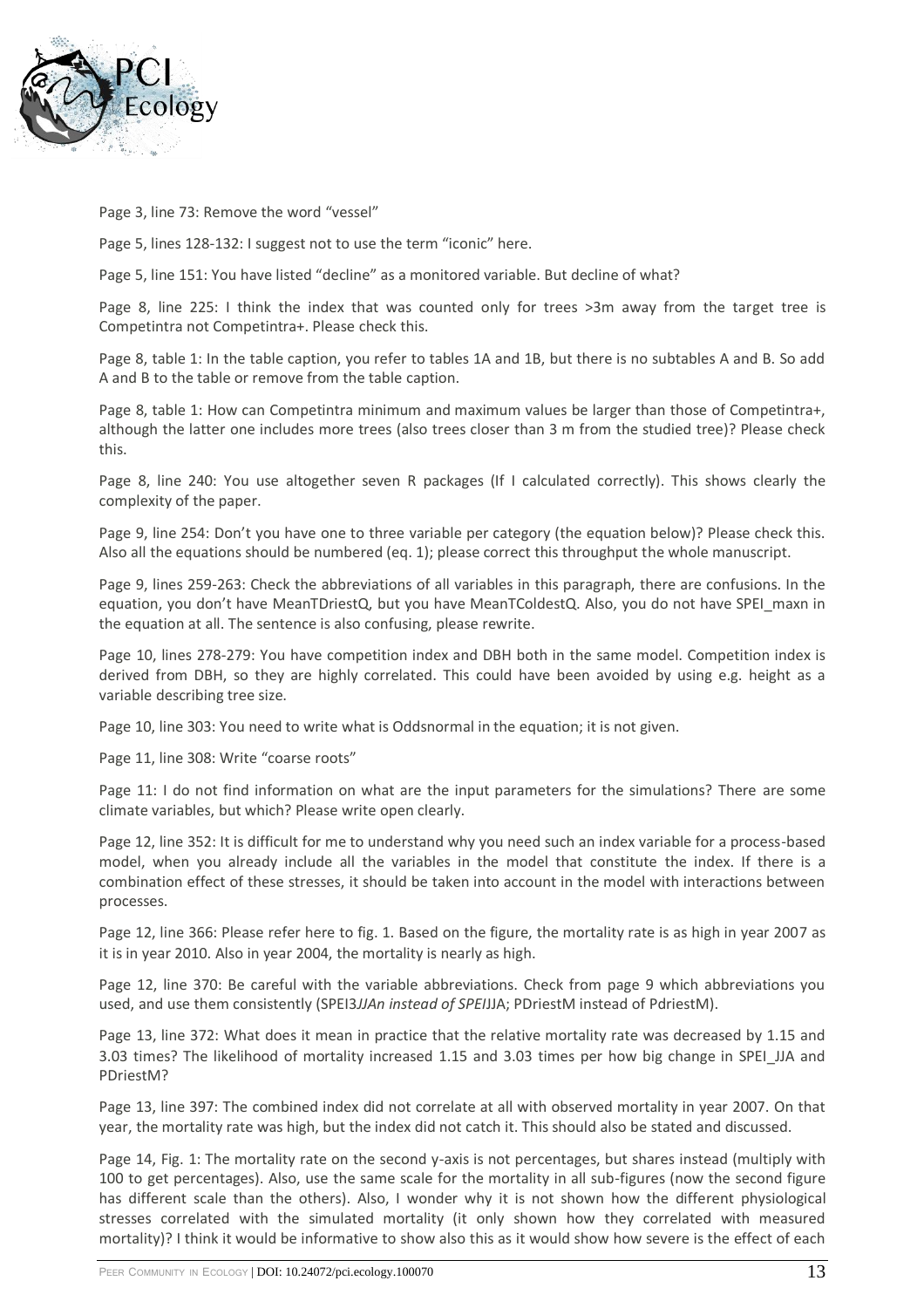Page 3, line 73: Remove the word “vessel”

Page 5, lines 128-132: I suggest not to use the term “iconic” here.

Page 5, line 151: You have listed “decline” as a monitored variable. But decline of what?

Page 8, line 225: I think the index that was counted only for trees >3m away from the target tree is Competintra not Competintra+. Please check this.

Page 8, table 1: In the table caption, you refer to tables 1A and 1B, but there is no subtables A and B. So add A and B to the table or remove from the table caption.

Page 8, table 1: How can Competintra minimum and maximum values be larger than those of Competintra+, although the latter one includes more trees (also trees closer than 3 m from the studied tree)? Please check this.

Page 8, line 240: You use altogether seven R packages (If I calculated correctly). This shows clearly the complexity of the paper.

Page 9, line 254: Don’t you have one to three variable per category (the equation below)? Please check this. Also all the equations should be numbered (eq. 1); please correct this throughput the whole manuscript.

Page 9, lines 259-263: Check the abbreviations of all variables in this paragraph, there are confusions. In the equation, you don’t have MeanTDriestQ, but you have MeanTColdestQ. Also, you do not have SPEI_maxn in the equation at all. The sentence is also confusing, please rewrite.

Page 10, lines 278-279: You have competition index and DBH both in the same model. Competition index is derived from DBH, so they are highly correlated. This could have been avoided by using e.g. height as a variable describing tree size.

Page 10, line 303: You need to write what is Oddsnormal in the equation; it is not given.

Page 11, line 308: Write “coarse roots”

Page 11: I do not find information on what are the input parameters for the simulations? There are some climate variables, but which? Please write open clearly.

Page 12, line 352: It is difficult for me to understand why you need such an index variable for a process-based model, when you already include all the variables in the model that constitute the index. If there is a combination effect of these stresses, it should be taken into account in the model with interactions between processes.

Page 12, line 366: Please refer here to fig. 1. Based on the figure, the mortality rate is as high in year 2007 as it is in year 2010. Also in year 2004, the mortality is nearly as high.

Page 12, line 370: Be careful with the variable abbreviations. Check from page 9 which abbreviations you used, and use them consistently (SPEI3*JJAn instead of SPEI*JJA; PDriestM instead of PdriestM).

Page 13, line 372: What does it mean in practice that the relative mortality rate was decreased by 1.15 and 3.03 times? The likelihood of mortality increased 1.15 and 3.03 times per how big change in SPEI_JJA and PDriestM?

Page 13, line 397: The combined index did not correlate at all with observed mortality in year 2007. On that year, the mortality rate was high, but the index did not catch it. This should also be stated and discussed.

Page 14, Fig. 1: The mortality rate on the second y-axis is not percentages, but shares instead (multiply with 100 to get percentages). Also, use the same scale for the mortality in all sub-figures (now the second figure has different scale than the others). Also, I wonder why it is not shown how the different physiological stresses correlated with the simulated mortality (it only shown how they correlated with measured mortality)? I think it would be informative to show also this as it would show how severe is the effect of each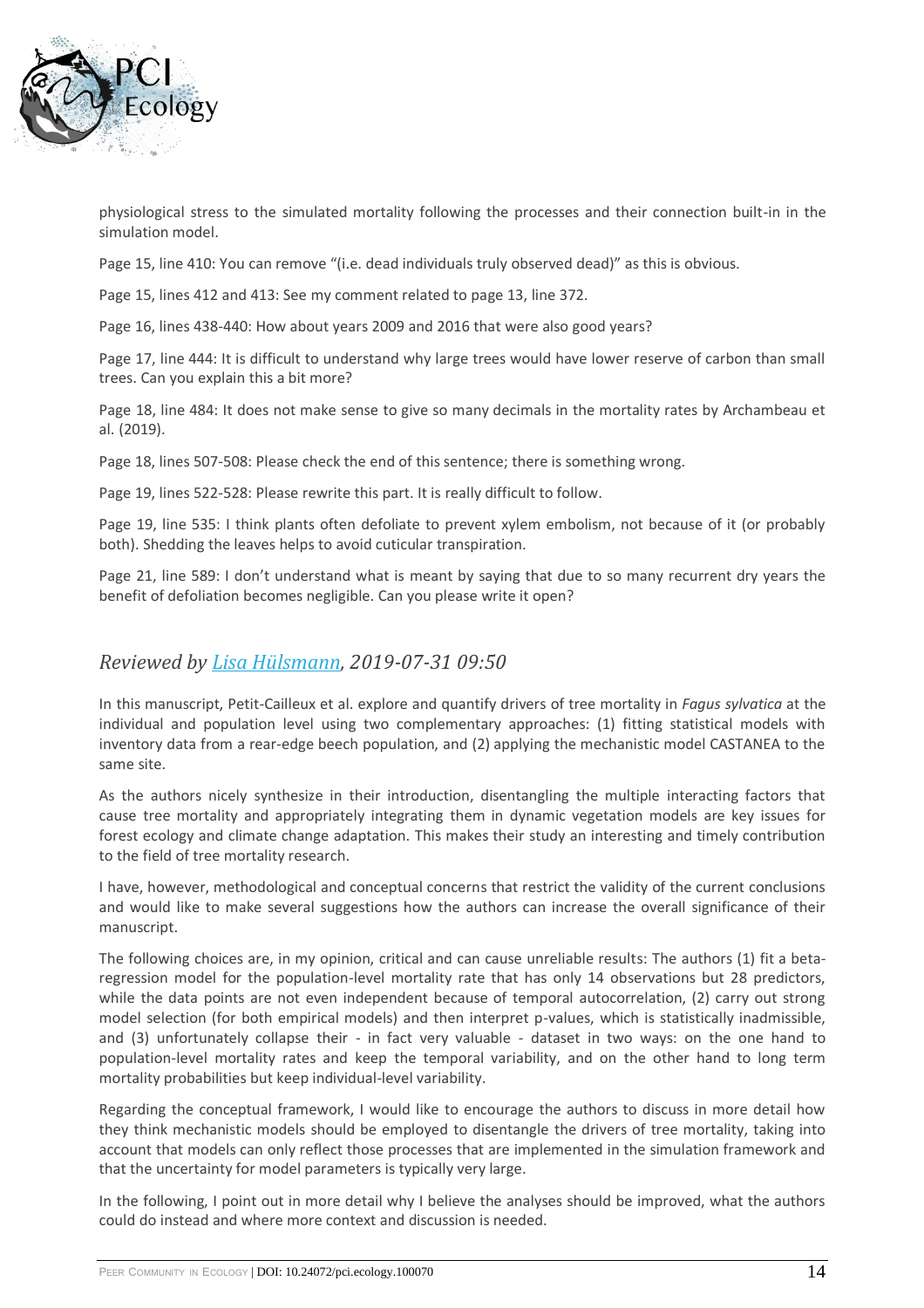physiological stress to the simulated mortality following the processes and their connection built-in in the simulation model.

Page 15, line 410: You can remove “(i.e. dead individuals truly observed dead)” as this is obvious.

Page 15, lines 412 and 413: See my comment related to page 13, line 372.

Page 16, lines 438-440: How about years 2009 and 2016 that were also good years?

Page 17, line 444: It is difficult to understand why large trees would have lower reserve of carbon than small trees. Can you explain this a bit more?

Page 18, line 484: It does not make sense to give so many decimals in the mortality rates by Archambeau et al. (2019).

Page 18, lines 507-508: Please check the end of this sentence; there is something wrong.

Page 19, lines 522-528: Please rewrite this part. It is really difficult to follow.

Page 19, line 535: I think plants often defoliate to prevent xylem embolism, not because of it (or probably both). Shedding the leaves helps to avoid cuticular transpiration.

Page 21, line 589: I don’t understand what is meant by saying that due to so many recurrent dry years the benefit of defoliation becomes negligible. Can you please write it open?

## *Reviewed by [Lisa Hülsmann](), 2019-07-31 09:50*

In this manuscript, Petit-Cailleux et al. explore and quantify drivers of tree mortality in *Fagus sylvatica* at the individual and population level using two complementary approaches: (1) fitting statistical models with inventory data from a rear-edge beech population, and (2) applying the mechanistic model CASTANEA to the same site.

As the authors nicely synthesize in their introduction, disentangling the multiple interacting factors that cause tree mortality and appropriately integrating them in dynamic vegetation models are key issues for forest ecology and climate change adaptation. This makes their study an interesting and timely contribution to the field of tree mortality research.

I have, however, methodological and conceptual concerns that restrict the validity of the current conclusions and would like to make several suggestions how the authors can increase the overall significance of their manuscript.

The following choices are, in my opinion, critical and can cause unreliable results: The authors (1) fit a beta-regression model for the population-level mortality rate that has only 14 observations but 28 predictors, while the data points are not even independent because of temporal autocorrelation, (2) carry out strong model selection (for both empirical models) and then interpret p-values, which is statistically inadmissible, and (3) unfortunately collapse their - in fact very valuable - dataset in two ways: on the one hand to population-level mortality rates and keep the temporal variability, and on the other hand to long term mortality probabilities but keep individual-level variability.

Regarding the conceptual framework, I would like to encourage the authors to discuss in more detail how they think mechanistic models should be employed to disentangle the drivers of tree mortality, taking into account that models can only reflect those processes that are implemented in the simulation framework and that the uncertainty for model parameters is typically very large.

In the following, I point out in more detail why I believe the analyses should be improved, what the authors could do instead and where more context and discussion is needed.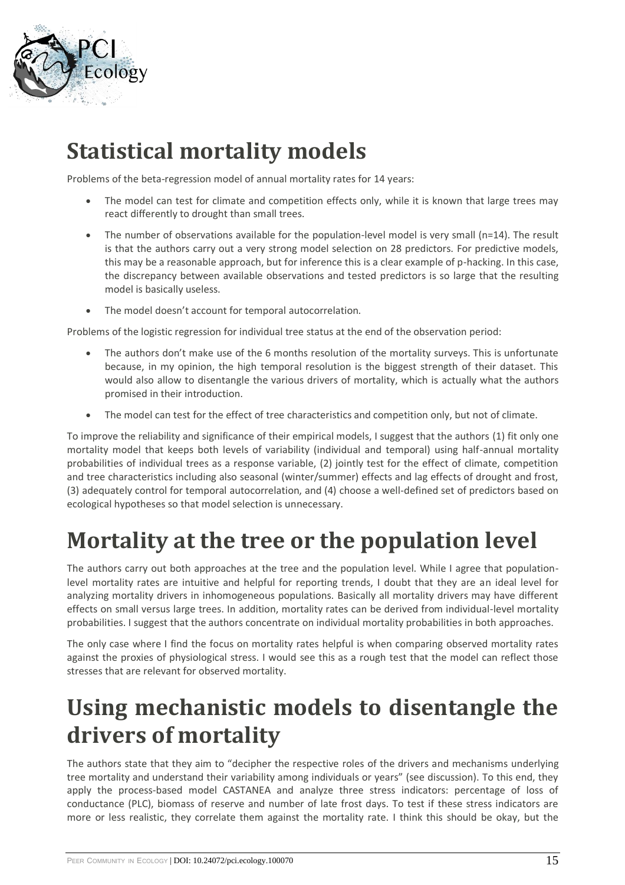# Statistical mortality models

Problems of the beta-regression model of annual mortality rates for 14 years:

- The model can test for climate and competition effects only, while it is known that large trees may react differently to drought than small trees.
- The number of observations available for the population-level model is very small (n=14). The result is that the authors carry out a very strong model selection on 28 predictors. For predictive models, this may be a reasonable approach, but for inference this is a clear example of p-hacking. In this case, the discrepancy between available observations and tested predictors is so large that the resulting model is basically useless.
- The model doesn't account for temporal autocorrelation.

Problems of the logistic regression for individual tree status at the end of the observation period:

- The authors don't make use of the 6 months resolution of the mortality surveys. This is unfortunate because, in my opinion, the high temporal resolution is the biggest strength of their dataset. This would also allow to disentangle the various drivers of mortality, which is actually what the authors promised in their introduction.
- The model can test for the effect of tree characteristics and competition only, but not of climate.

To improve the reliability and significance of their empirical models, I suggest that the authors (1) fit only one mortality model that keeps both levels of variability (individual and temporal) using half-annual mortality probabilities of individual trees as a response variable, (2) jointly test for the effect of climate, competition and tree characteristics including also seasonal (winter/summer) effects and lag effects of drought and frost, (3) adequately control for temporal autocorrelation, and (4) choose a well-defined set of predictors based on ecological hypotheses so that model selection is unnecessary.

# Mortality at the tree or the population level

The authors carry out both approaches at the tree and the population level. While I agree that population-level mortality rates are intuitive and helpful for reporting trends, I doubt that they are an ideal level for analyzing mortality drivers in inhomogeneous populations. Basically all mortality drivers may have different effects on small versus large trees. In addition, mortality rates can be derived from individual-level mortality probabilities. I suggest that the authors concentrate on individual mortality probabilities in both approaches.

The only case where I find the focus on mortality rates helpful is when comparing observed mortality rates against the proxies of physiological stress. I would see this as a rough test that the model can reflect those stresses that are relevant for observed mortality.

# Using mechanistic models to disentangle the drivers of mortality

The authors state that they aim to "decipher the respective roles of the drivers and mechanisms underlying tree mortality and understand their variability among individuals or years" (see discussion). To this end, they apply the process-based model CASTANEA and analyze three stress indicators: percentage of loss of conductance (PLC), biomass of reserve and number of late frost days. To test if these stress indicators are more or less realistic, they correlate them against the mortality rate. I think this should be okay, but the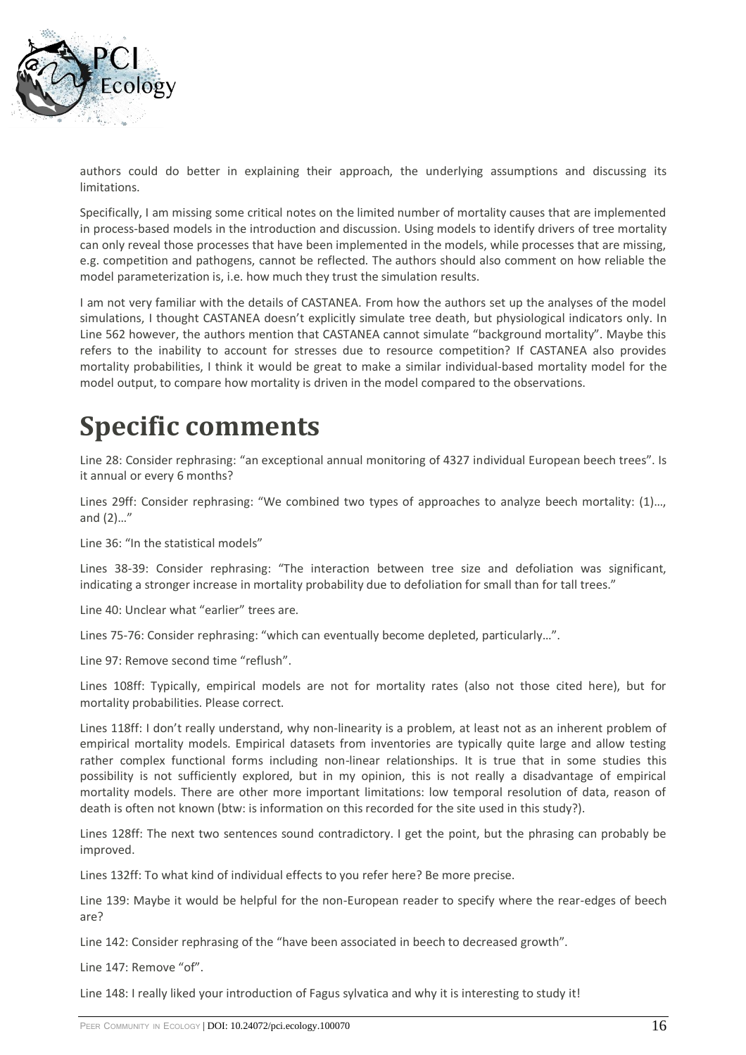authors could do better in explaining their approach, the underlying assumptions and discussing its limitations.

Specifically, I am missing some critical notes on the limited number of mortality causes that are implemented in process-based models in the introduction and discussion. Using models to identify drivers of tree mortality can only reveal those processes that have been implemented in the models, while processes that are missing, e.g. competition and pathogens, cannot be reflected. The authors should also comment on how reliable the model parameterization is, i.e. how much they trust the simulation results.

I am not very familiar with the details of CASTANEA. From how the authors set up the analyses of the model simulations, I thought CASTANEA doesn't explicitly simulate tree death, but physiological indicators only. In Line 562 however, the authors mention that CASTANEA cannot simulate "background mortality". Maybe this refers to the inability to account for stresses due to resource competition? If CASTANEA also provides mortality probabilities, I think it would be great to make a similar individual-based mortality model for the model output, to compare how mortality is driven in the model compared to the observations.

# Specific comments

Line 28: Consider rephrasing: "an exceptional annual monitoring of 4327 individual European beech trees". Is it annual or every 6 months?

Lines 29ff: Consider rephrasing: "We combined two types of approaches to analyze beech mortality: (1)…, and (2)…"

Line 36: "In the statistical models"

Lines 38-39: Consider rephrasing: "The interaction between tree size and defoliation was significant, indicating a stronger increase in mortality probability due to defoliation for small than for tall trees."

Line 40: Unclear what "earlier" trees are.

Lines 75-76: Consider rephrasing: "which can eventually become depleted, particularly…".

Line 97: Remove second time "reflush".

Lines 108ff: Typically, empirical models are not for mortality rates (also not those cited here), but for mortality probabilities. Please correct.

Lines 118ff: I don't really understand, why non-linearity is a problem, at least not as an inherent problem of empirical mortality models. Empirical datasets from inventories are typically quite large and allow testing rather complex functional forms including non-linear relationships. It is true that in some studies this possibility is not sufficiently explored, but in my opinion, this is not really a disadvantage of empirical mortality models. There are other more important limitations: low temporal resolution of data, reason of death is often not known (btw: is information on this recorded for the site used in this study?).

Lines 128ff: The next two sentences sound contradictory. I get the point, but the phrasing can probably be improved.

Lines 132ff: To what kind of individual effects to you refer here? Be more precise.

Line 139: Maybe it would be helpful for the non-European reader to specify where the rear-edges of beech are?

Line 142: Consider rephrasing of the "have been associated in beech to decreased growth".

Line 147: Remove "of".

Line 148: I really liked your introduction of Fagus sylvatica and why it is interesting to study it!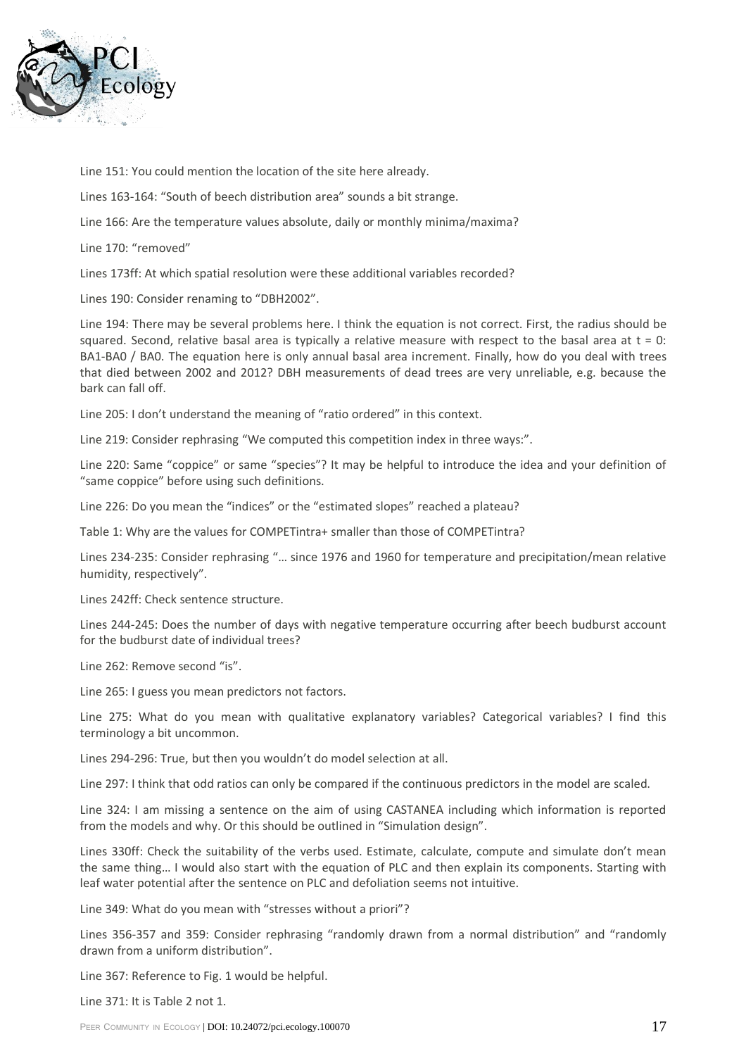Line 151: You could mention the location of the site here already.

Lines 163-164: “South of beech distribution area” sounds a bit strange.

Line 166: Are the temperature values absolute, daily or monthly minima/maxima?

Line 170: “removed”

Lines 173ff: At which spatial resolution were these additional variables recorded?

Lines 190: Consider renaming to “DBH2002”.

Line 194: There may be several problems here. I think the equation is not correct. First, the radius should be squared. Second, relative basal area is typically a relative measure with respect to the basal area at t = 0: BA1-BA0 / BA0. The equation here is only annual basal area increment. Finally, how do you deal with trees that died between 2002 and 2012? DBH measurements of dead trees are very unreliable, e.g. because the bark can fall off.

Line 205: I don’t understand the meaning of “ratio ordered” in this context.

Line 219: Consider rephrasing “We computed this competition index in three ways:”.

Line 220: Same “coppice” or same “species”? It may be helpful to introduce the idea and your definition of “same coppice” before using such definitions.

Line 226: Do you mean the “indices” or the “estimated slopes” reached a plateau?

Table 1: Why are the values for COMPETintra+ smaller than those of COMPETintra?

Lines 234-235: Consider rephrasing “… since 1976 and 1960 for temperature and precipitation/mean relative humidity, respectively”.

Lines 242ff: Check sentence structure.

Lines 244-245: Does the number of days with negative temperature occurring after beech budburst account for the budburst date of individual trees?

Line 262: Remove second “is”.

Line 265: I guess you mean predictors not factors.

Line 275: What do you mean with qualitative explanatory variables? Categorical variables? I find this terminology a bit uncommon.

Lines 294-296: True, but then you wouldn’t do model selection at all.

Line 297: I think that odd ratios can only be compared if the continuous predictors in the model are scaled.

Line 324: I am missing a sentence on the aim of using CASTANEA including which information is reported from the models and why. Or this should be outlined in “Simulation design”.

Lines 330ff: Check the suitability of the verbs used. Estimate, calculate, compute and simulate don’t mean the same thing… I would also start with the equation of PLC and then explain its components. Starting with leaf water potential after the sentence on PLC and defoliation seems not intuitive.

Line 349: What do you mean with “stresses without a priori”?

Lines 356-357 and 359: Consider rephrasing “randomly drawn from a normal distribution” and “randomly drawn from a uniform distribution”.

Line 367: Reference to Fig. 1 would be helpful.

Line 371: It is Table 2 not 1.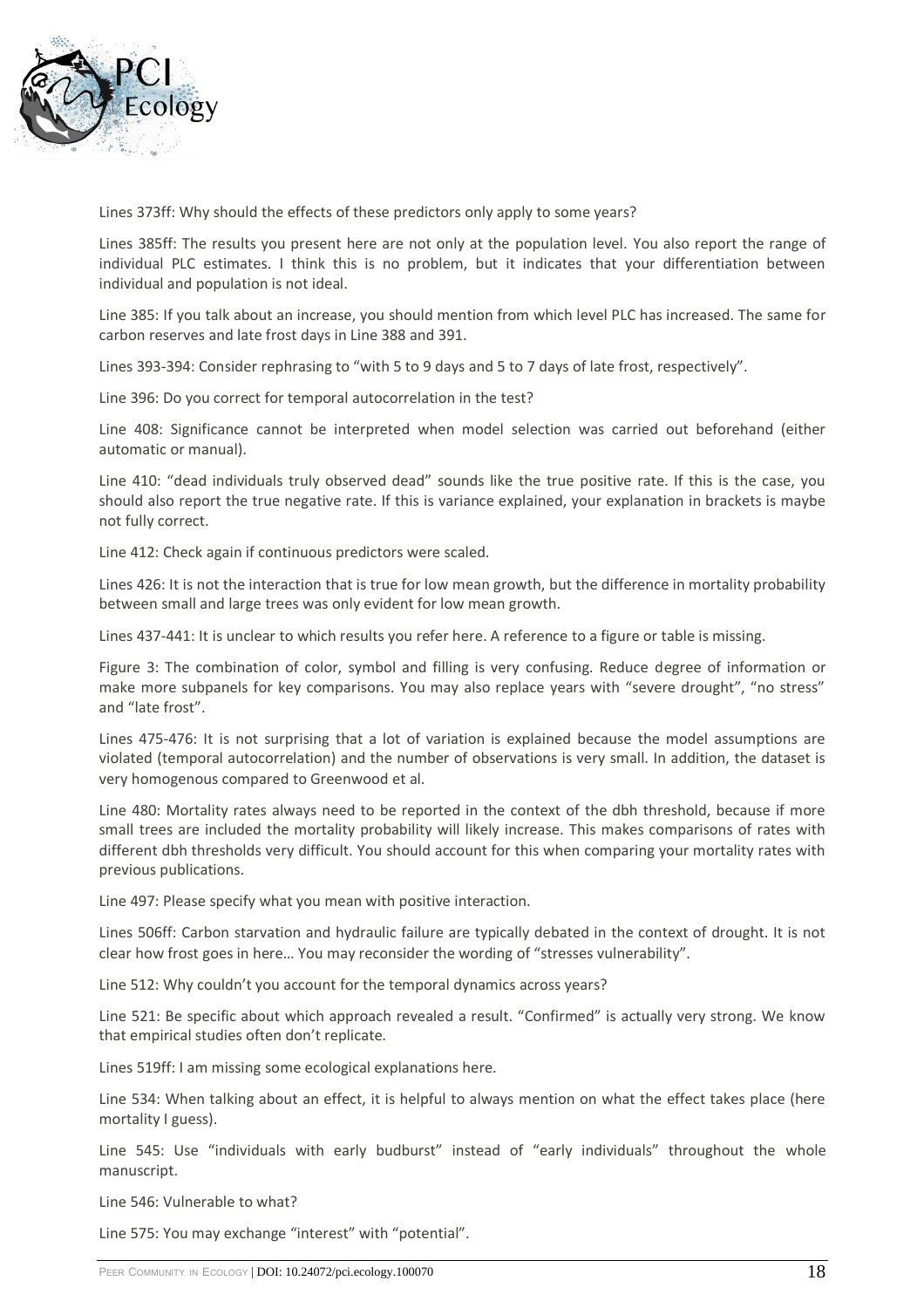Lines 373ff: Why should the effects of these predictors only apply to some years?

Lines 385ff: The results you present here are not only at the population level. You also report the range of individual PLC estimates. I think this is no problem, but it indicates that your differentiation between individual and population is not ideal.

Line 385: If you talk about an increase, you should mention from which level PLC has increased. The same for carbon reserves and late frost days in Line 388 and 391.

Lines 393-394: Consider rephrasing to "with 5 to 9 days and 5 to 7 days of late frost, respectively".

Line 396: Do you correct for temporal autocorrelation in the test?

Line 408: Significance cannot be interpreted when model selection was carried out beforehand (either automatic or manual).

Line 410: "dead individuals truly observed dead" sounds like the true positive rate. If this is the case, you should also report the true negative rate. If this is variance explained, your explanation in brackets is maybe not fully correct.

Line 412: Check again if continuous predictors were scaled.

Lines 426: It is not the interaction that is true for low mean growth, but the difference in mortality probability between small and large trees was only evident for low mean growth.

Lines 437-441: It is unclear to which results you refer here. A reference to a figure or table is missing.

Figure 3: The combination of color, symbol and filling is very confusing. Reduce degree of information or make more subpanels for key comparisons. You may also replace years with "severe drought", "no stress" and "late frost".

Lines 475-476: It is not surprising that a lot of variation is explained because the model assumptions are violated (temporal autocorrelation) and the number of observations is very small. In addition, the dataset is very homogenous compared to Greenwood et al.

Line 480: Mortality rates always need to be reported in the context of the dbh threshold, because if more small trees are included the mortality probability will likely increase. This makes comparisons of rates with different dbh thresholds very difficult. You should account for this when comparing your mortality rates with previous publications.

Line 497: Please specify what you mean with positive interaction.

Lines 506ff: Carbon starvation and hydraulic failure are typically debated in the context of drought. It is not clear how frost goes in here… You may reconsider the wording of "stresses vulnerability".

Line 512: Why couldn't you account for the temporal dynamics across years?

Line 521: Be specific about which approach revealed a result. "Confirmed" is actually very strong. We know that empirical studies often don't replicate.

Lines 519ff: I am missing some ecological explanations here.

Line 534: When talking about an effect, it is helpful to always mention on what the effect takes place (here mortality I guess).

Line 545: Use "individuals with early budburst" instead of "early individuals" throughout the whole manuscript.

Line 546: Vulnerable to what?

Line 575: You may exchange "interest" with "potential".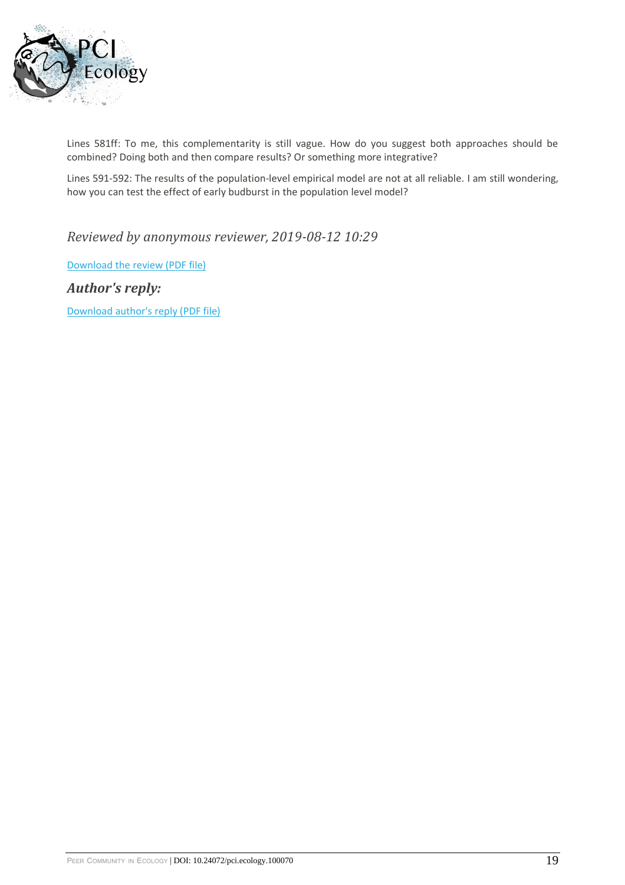Lines 581ff: To me, this complementarity is still vague. How do you suggest both approaches should be combined? Doing both and then compare results? Or something more integrative?

Lines 591-592: The results of the population-level empirical model are not at all reliable. I am still wondering, how you can test the effect of early budburst in the population level model?

### *Reviewed by anonymous reviewer, 2019-08-12 10:29*

[Download the review (PDF file)]

### ***Author's reply:***

[Download author's reply (PDF file)]